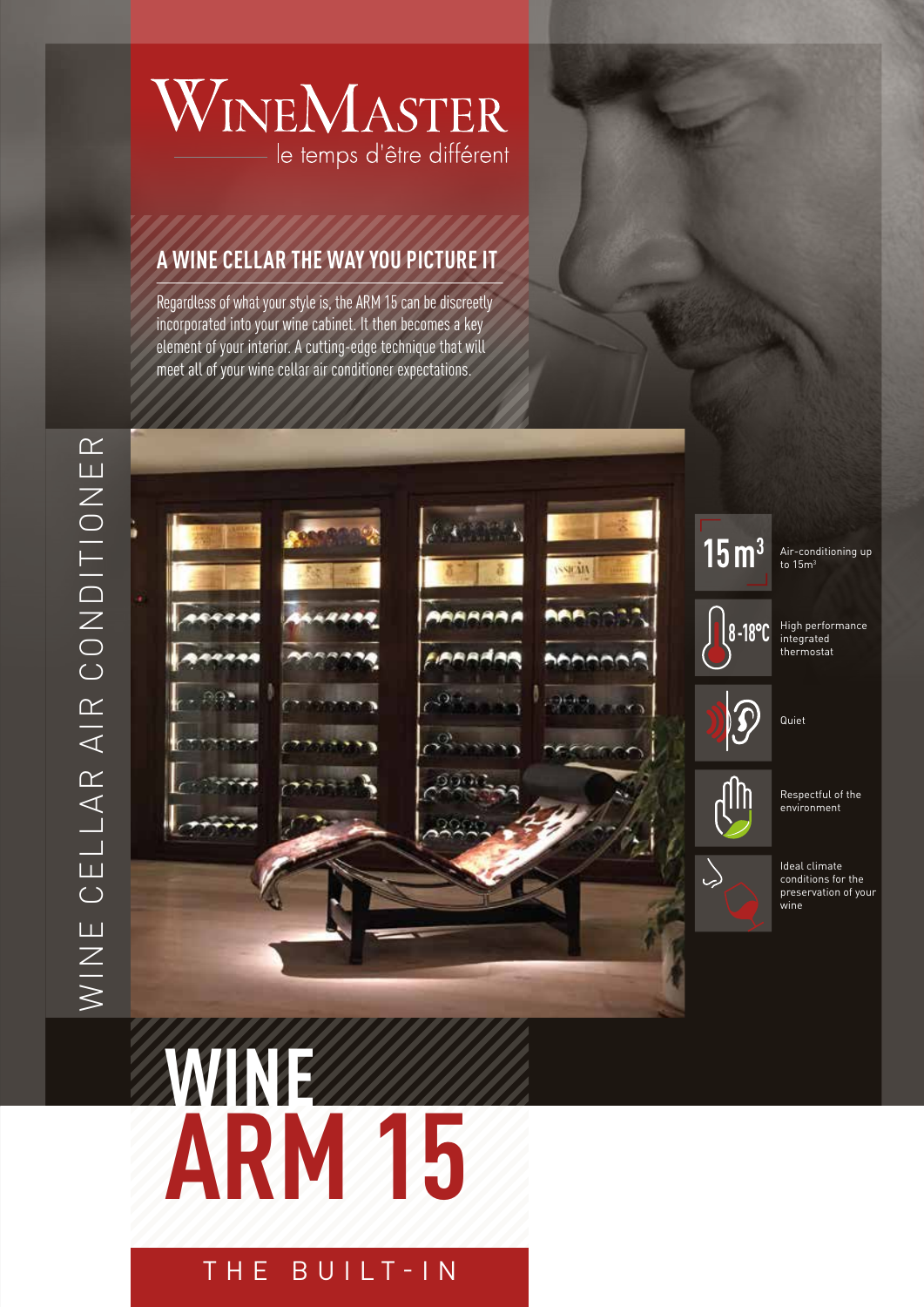# WineMaster

le temps d'être différent

## A WINE CELLAR THE WAY YOU PICTURE IT

Regardless of what your style is, the ARM 15 can be discreetly incorporated into your wine cabinet. It then becomes a key element of your interior. A cutting-edge technique that will meet all of your wine cellar air conditioner expectations.

WINE CELLAR AIR CONDITIONER

- **$15\,m^3$** — Air-conditioning up to $15m^3$
- **8-18°C** — High performance integrated thermostat
- Quiet
- Respectful of the environment
- Ideal climate conditions for the preservation of your wine

# WINE ARM 15

THE BUILT-IN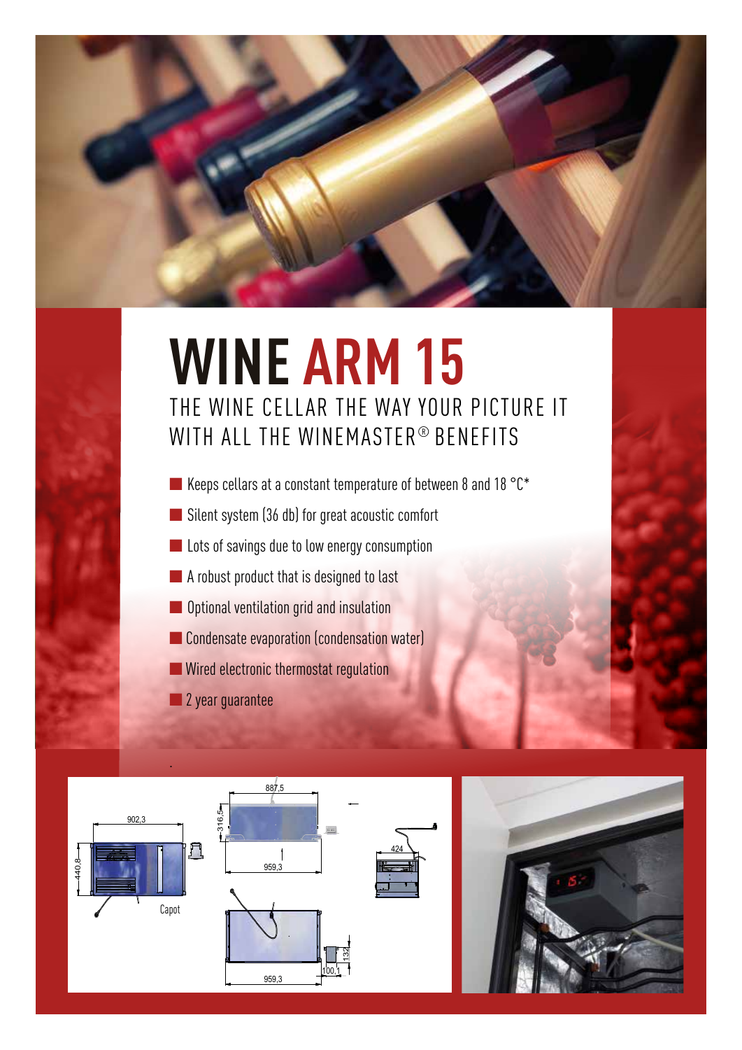# WINE ARM 15

## THE WINE CELLAR THE WAY YOUR PICTURE IT WITH ALL THE WINEMASTER® BENEFITS

- Keeps cellars at a constant temperature of between 8 and 18 °C*
- Silent system (36 db) for great acoustic comfort
- Lots of savings due to low energy consumption
- A robust product that is designed to last
- Optional ventilation grid and insulation
- Condensate evaporation (condensation water)
- Wired electronic thermostat regulation
- 2 year guarantee

902,3

440,8

Capot

887,5

316,5

959,3

424

959,3

132

100,1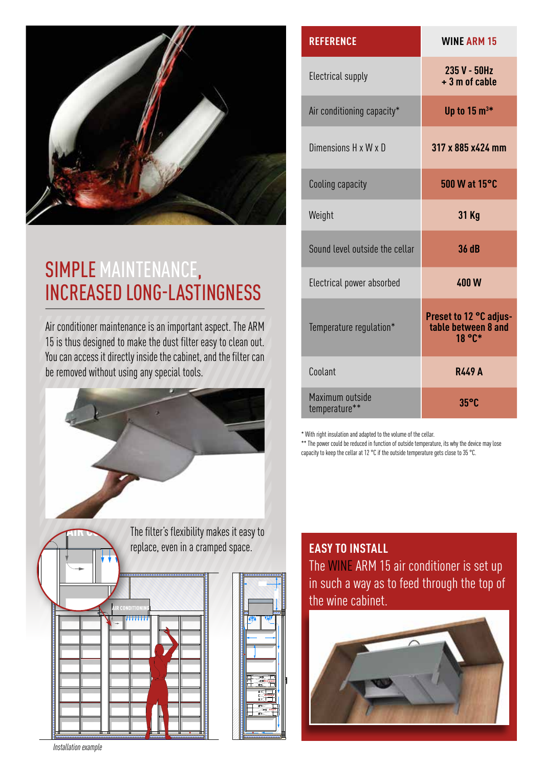## SIMPLE MAINTENANCE, INCREASED LONG-LASTINGNESS

Air conditioner maintenance is an important aspect. The ARM 15 is thus designed to make the dust filter easy to clean out. You can access it directly inside the cabinet, and the filter can be removed without using any special tools.

The filter's flexibility makes it easy to replace, even in a cramped space.

*Installation example*

| REFERENCE | WINE ARM 15 |
|---|---|
| Electrical supply | 235 V - 50Hz + 3 m of cable |
| Air conditioning capacity* | Up to 15 m³* |
| Dimensions H x W x D | 317 x 885 x424 mm |
| Cooling capacity | 500 W at 15°C |
| Weight | 31 Kg |
| Sound level outside the cellar | 36 dB |
| Electrical power absorbed | 400 W |
| Temperature regulation* | Preset to 12 °C adjustable between 8 and 18 °C* |
| Coolant | R449 A |
| Maximum outside temperature** | 35°C |

\* With right insulation and adapted to the volume of the cellar.

\*\* The power could be reduced in function of outside temperature, its why the device may lose capacity to keep the cellar at 12 °C if the outside temperature gets close to 35 °C.

## EASY TO INSTALL

The WINE ARM 15 air conditioner is set up in such a way as to feed through the top of the wine cabinet.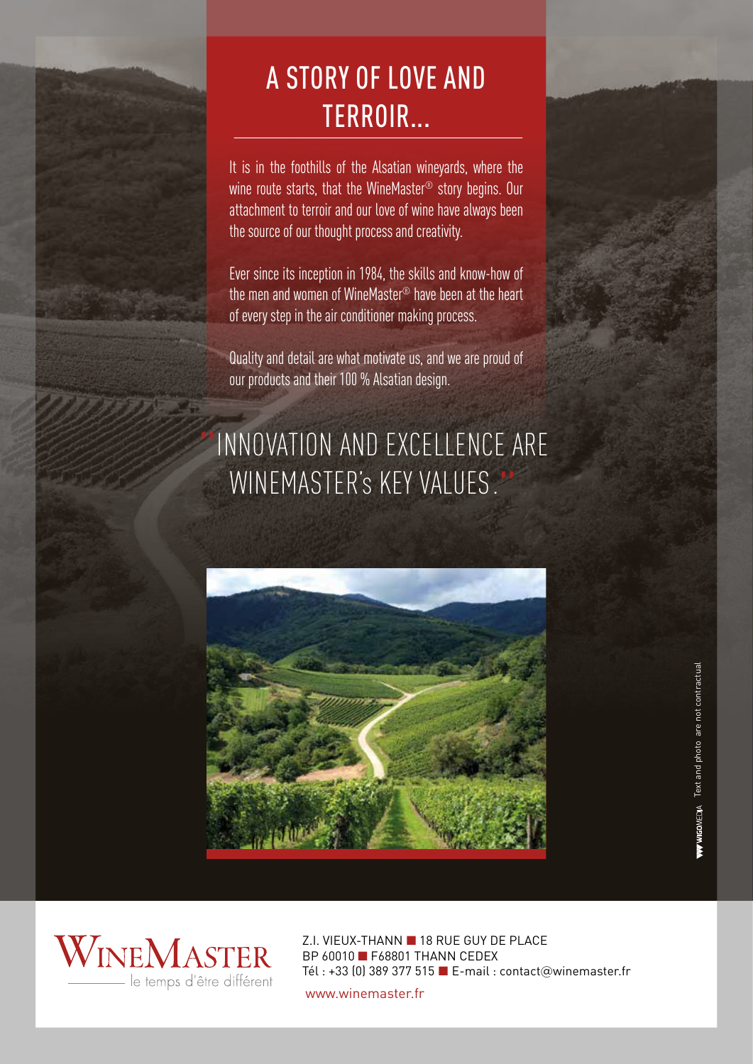# A STORY OF LOVE AND TERROIR...

It is in the foothills of the Alsatian wineyards, where the wine route starts, that the WineMaster® story begins. Our attachment to terroir and our love of wine have always been the source of our thought process and creativity.

Ever since its inception in 1984, the skills and know-how of the men and women of WineMaster® have been at the heart of every step in the air conditioner making process.

Quality and detail are what motivate us, and we are proud of our products and their 100 % Alsatian design.

"INNOVATION AND EXCELLENCE ARE WINEMASTER's KEY VALUES."

Text and photo are not contractual

WINEMASTER
le temps d'être différent

Z.I. VIEUX-THANN ■ 18 RUE GUY DE PLACE
BP 60010 ■ F68801 THANN CEDEX
Tél : +33 (0) 389 377 515 ■ E-mail : contact@winemaster.fr

www.winemaster.fr